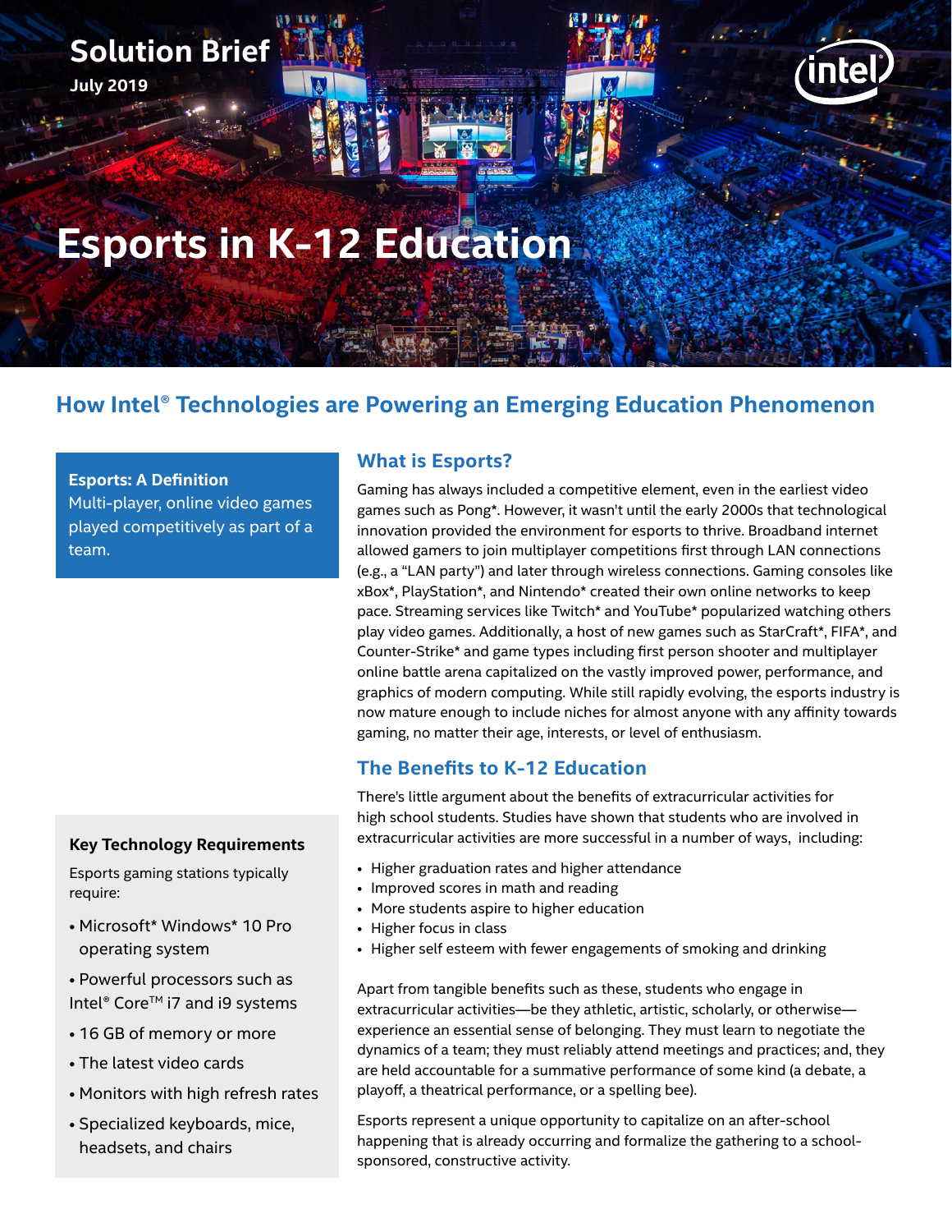Solution Brief
July 2019

# Esports in K-12 Education

## How Intel® Technologies are Powering an Emerging Education Phenomenon

**Esports: A Definition**
Multi-player, online video games played competitively as part of a team.

## What is Esports?

Gaming has always included a competitive element, even in the earliest video games such as Pong*. However, it wasn't until the early 2000s that technological innovation provided the environment for esports to thrive. Broadband internet allowed gamers to join multiplayer competitions first through LAN connections (e.g., a "LAN party") and later through wireless connections. Gaming consoles like xBox*, PlayStation*, and Nintendo* created their own online networks to keep pace. Streaming services like Twitch* and YouTube* popularized watching others play video games. Additionally, a host of new games such as StarCraft*, FIFA*, and Counter-Strike* and game types including first person shooter and multiplayer online battle arena capitalized on the vastly improved power, performance, and graphics of modern computing. While still rapidly evolving, the esports industry is now mature enough to include niches for almost anyone with any affinity towards gaming, no matter their age, interests, or level of enthusiasm.

## The Benefits to K-12 Education

There's little argument about the benefits of extracurricular activities for high school students. Studies have shown that students who are involved in extracurricular activities are more successful in a number of ways, including:

- Higher graduation rates and higher attendance
- Improved scores in math and reading
- More students aspire to higher education
- Higher focus in class
- Higher self esteem with fewer engagements of smoking and drinking

Apart from tangible benefits such as these, students who engage in extracurricular activities—be they athletic, artistic, scholarly, or otherwise—experience an essential sense of belonging. They must learn to negotiate the dynamics of a team; they must reliably attend meetings and practices; and, they are held accountable for a summative performance of some kind (a debate, a playoff, a theatrical performance, or a spelling bee).

Esports represent a unique opportunity to capitalize on an after-school happening that is already occurring and formalize the gathering to a school-sponsored, constructive activity.

**Key Technology Requirements**

Esports gaming stations typically require:

- Microsoft* Windows* 10 Pro operating system
- Powerful processors such as Intel® Core™ i7 and i9 systems
- 16 GB of memory or more
- The latest video cards
- Monitors with high refresh rates
- Specialized keyboards, mice, headsets, and chairs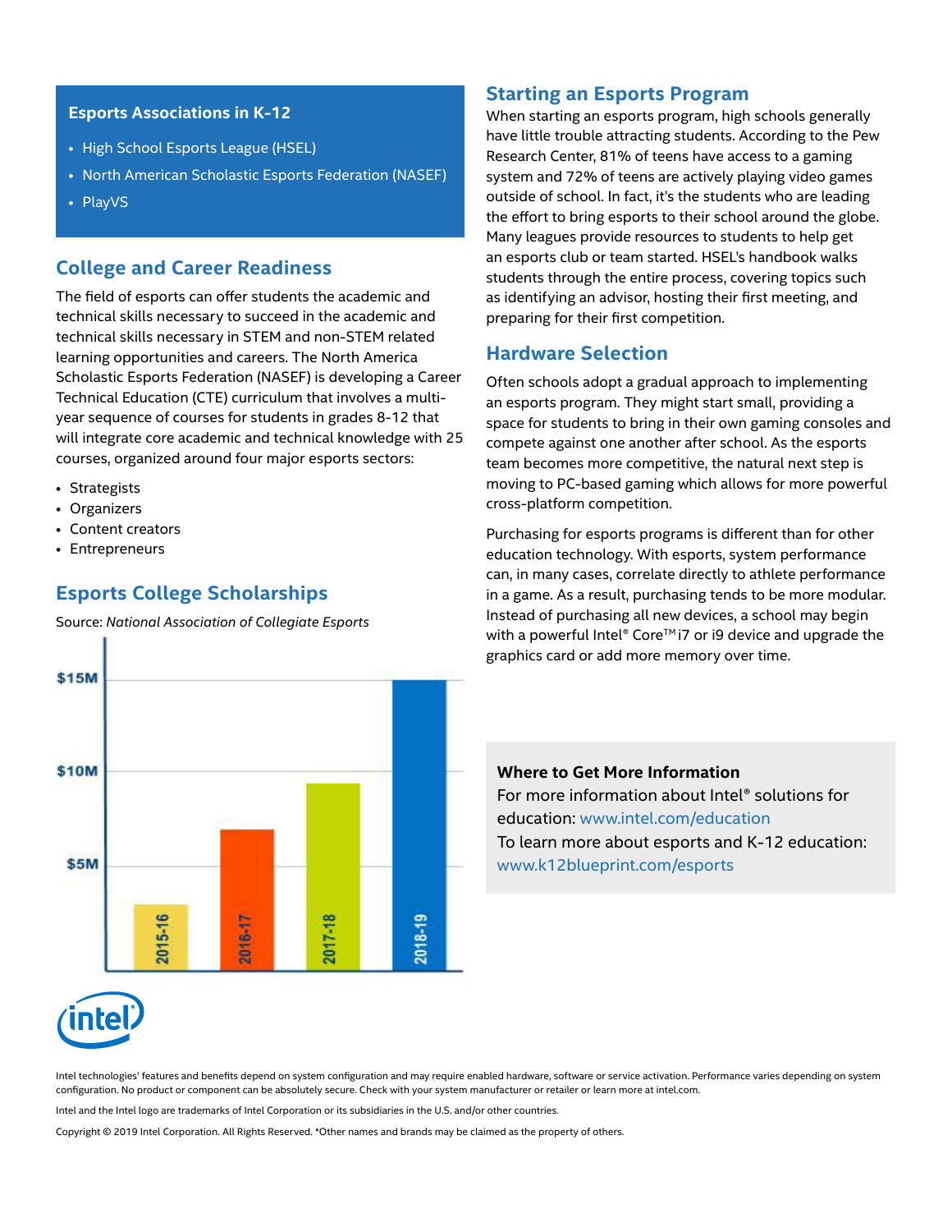### Esports Associations in K-12

- High School Esports League (HSEL)
- North American Scholastic Esports Federation (NASEF)
- PlayVS

## College and Career Readiness

The field of esports can offer students the academic and technical skills necessary to succeed in the academic and technical skills necessary in STEM and non-STEM related learning opportunities and careers. The North America Scholastic Esports Federation (NASEF) is developing a Career Technical Education (CTE) curriculum that involves a multi-year sequence of courses for students in grades 8-12 that will integrate core academic and technical knowledge with 25 courses, organized around four major esports sectors:

- Strategists
- Organizers
- Content creators
- Entrepreneurs

## Esports College Scholarships

Source: *National Association of Collegiate Esports*

$15M
$10M
$5M
2015-16
2016-17
2017-18
2018-19

## Starting an Esports Program

When starting an esports program, high schools generally have little trouble attracting students. According to the Pew Research Center, 81% of teens have access to a gaming system and 72% of teens are actively playing video games outside of school. In fact, it's the students who are leading the effort to bring esports to their school around the globe. Many leagues provide resources to students to help get an esports club or team started. HSEL's handbook walks students through the entire process, covering topics such as identifying an advisor, hosting their first meeting, and preparing for their first competition.

## Hardware Selection

Often schools adopt a gradual approach to implementing an esports program. They might start small, providing a space for students to bring in their own gaming consoles and compete against one another after school. As the esports team becomes more competitive, the natural next step is moving to PC-based gaming which allows for more powerful cross-platform competition.

Purchasing for esports programs is different than for other education technology. With esports, system performance can, in many cases, correlate directly to athlete performance in a game. As a result, purchasing tends to be more modular. Instead of purchasing all new devices, a school may begin with a powerful Intel® Core™ i7 or i9 device and upgrade the graphics card or add more memory over time.

**Where to Get More Information**

For more information about Intel® solutions for education: www.intel.com/education

To learn more about esports and K-12 education: www.k12blueprint.com/esports

Intel technologies' features and benefits depend on system configuration and may require enabled hardware, software or service activation. Performance varies depending on system configuration. No product or component can be absolutely secure. Check with your system manufacturer or retailer or learn more at intel.com.

Intel and the Intel logo are trademarks of Intel Corporation or its subsidiaries in the U.S. and/or other countries.

Copyright © 2019 Intel Corporation. All Rights Reserved. *Other names and brands may be claimed as the property of others.